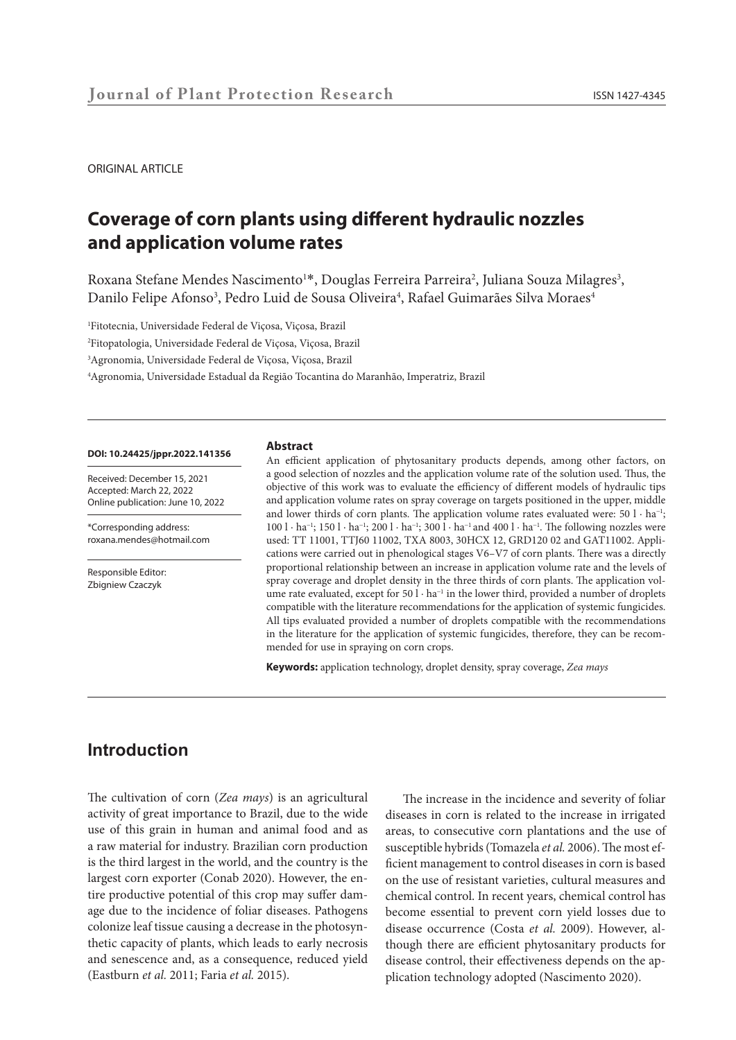ORIGINAL ARTICLE

# Coverage of corn plants using different hydraulic nozzles and application volume rates

Roxana Stefane Mendes Nascimento[1]*, Douglas Ferreira Parreira[2], Juliana Souza Milagres[3], Danilo Felipe Afonso[3], Pedro Luid de Sousa Oliveira[4], Rafael Guimarães Silva Moraes[4]

[1]Fitotecnia, Universidade Federal de Viçosa, Viçosa, Brazil

[2]Fitopatologia, Universidade Federal de Viçosa, Viçosa, Brazil

[3]Agronomia, Universidade Federal de Viçosa, Viçosa, Brazil

[4]Agronomia, Universidade Estadual da Região Tocantina do Maranhão, Imperatriz, Brazil

**DOI: 10.24425/jppr.2022.141356**

Received: December 15, 2021
Accepted: March 22, 2022
Online publication: June 10, 2022

*Corresponding address:
roxana.mendes@hotmail.com

Responsible Editor:
Zbigniew Czaczyk

**Abstract**

An efficient application of phytosanitary products depends, among other factors, on a good selection of nozzles and the application volume rate of the solution used. Thus, the objective of this work was to evaluate the efficiency of different models of hydraulic tips and application volume rates on spray coverage on targets positioned in the upper, middle and lower thirds of corn plants. The application volume rates evaluated were: $50\ \text{l} \cdot \text{ha}^{-1}$; $100\ \text{l} \cdot \text{ha}^{-1}$; $150\ \text{l} \cdot \text{ha}^{-1}$; $200\ \text{l} \cdot \text{ha}^{-1}$; $300\ \text{l} \cdot \text{ha}^{-1}$ and $400\ \text{l} \cdot \text{ha}^{-1}$. The following nozzles were used: TT 11001, TTJ60 11002, TXA 8003, 30HCX 12, GRD120 02 and GAT11002. Applications were carried out in phenological stages V6–V7 of corn plants. There was a directly proportional relationship between an increase in application volume rate and the levels of spray coverage and droplet density in the three thirds of corn plants. The application volume rate evaluated, except for $50\ \text{l} \cdot \text{ha}^{-1}$ in the lower third, provided a number of droplets compatible with the literature recommendations for the application of systemic fungicides. All tips evaluated provided a number of droplets compatible with the recommendations in the literature for the application of systemic fungicides, therefore, they can be recommended for use in spraying on corn crops.

**Keywords:** application technology, droplet density, spray coverage, *Zea mays*

## Introduction

The cultivation of corn (*Zea mays*) is an agricultural activity of great importance to Brazil, due to the wide use of this grain in human and animal food and as a raw material for industry. Brazilian corn production is the third largest in the world, and the country is the largest corn exporter (Conab 2020). However, the entire productive potential of this crop may suffer damage due to the incidence of foliar diseases. Pathogens colonize leaf tissue causing a decrease in the photosynthetic capacity of plants, which leads to early necrosis and senescence and, as a consequence, reduced yield (Eastburn *et al.* 2011; Faria *et al.* 2015).

The increase in the incidence and severity of foliar diseases in corn is related to the increase in irrigated areas, to consecutive corn plantations and the use of susceptible hybrids (Tomazela *et al.* 2006). The most efficient management to control diseases in corn is based on the use of resistant varieties, cultural measures and chemical control. In recent years, chemical control has become essential to prevent corn yield losses due to disease occurrence (Costa *et al.* 2009). However, although there are efficient phytosanitary products for disease control, their effectiveness depends on the application technology adopted (Nascimento 2020).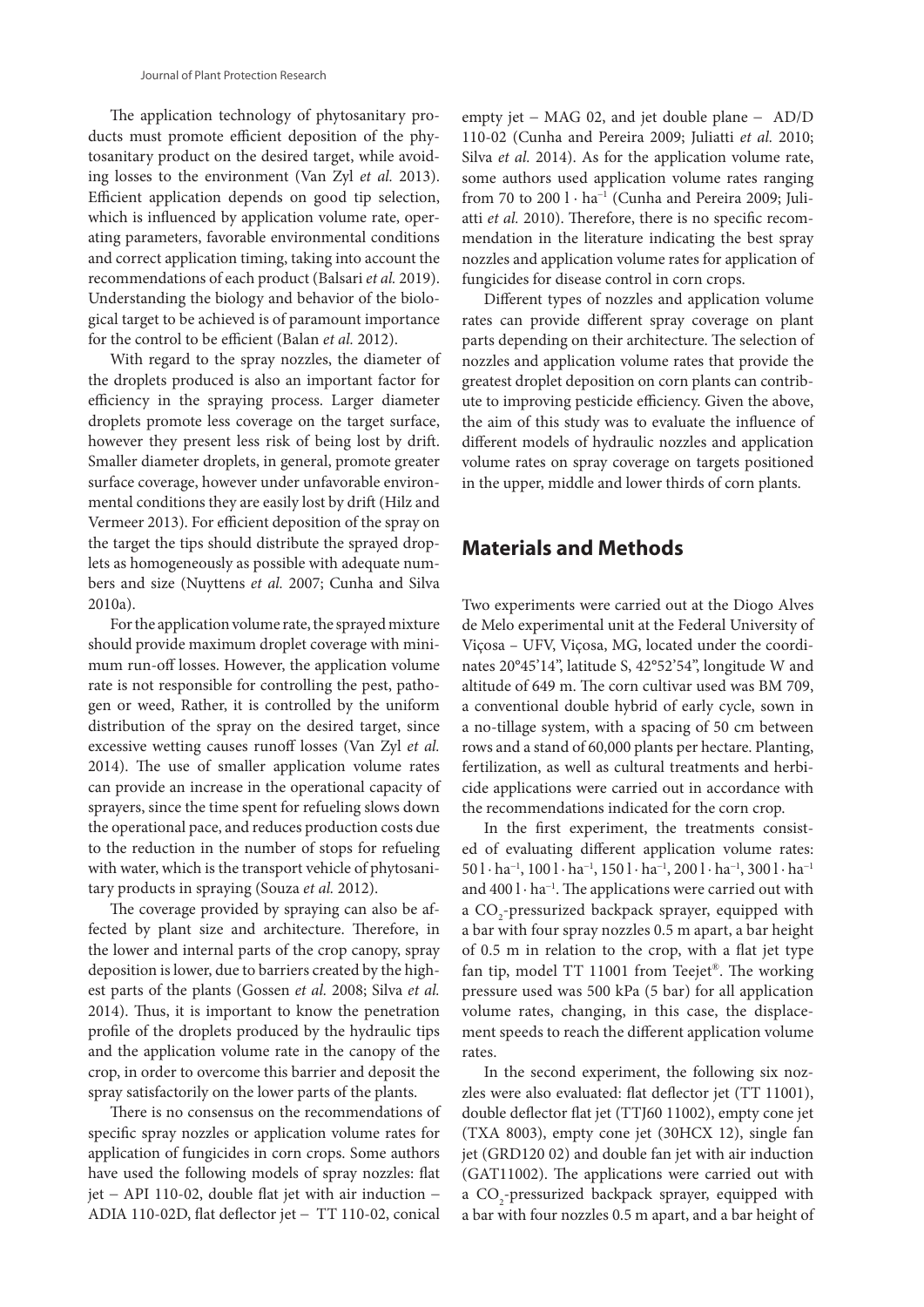The application technology of phytosanitary products must promote efficient deposition of the phytosanitary product on the desired target, while avoiding losses to the environment (Van Zyl *et al.* 2013). Efficient application depends on good tip selection, which is influenced by application volume rate, operating parameters, favorable environmental conditions and correct application timing, taking into account the recommendations of each product (Balsari *et al.* 2019). Understanding the biology and behavior of the biological target to be achieved is of paramount importance for the control to be efficient (Balan *et al.* 2012).

With regard to the spray nozzles, the diameter of the droplets produced is also an important factor for efficiency in the spraying process. Larger diameter droplets promote less coverage on the target surface, however they present less risk of being lost by drift. Smaller diameter droplets, in general, promote greater surface coverage, however under unfavorable environmental conditions they are easily lost by drift (Hilz and Vermeer 2013). For efficient deposition of the spray on the target the tips should distribute the sprayed droplets as homogeneously as possible with adequate numbers and size (Nuyttens *et al.* 2007; Cunha and Silva 2010a).

For the application volume rate, the sprayed mixture should provide maximum droplet coverage with minimum run-off losses. However, the application volume rate is not responsible for controlling the pest, pathogen or weed, Rather, it is controlled by the uniform distribution of the spray on the desired target, since excessive wetting causes runoff losses (Van Zyl *et al.* 2014). The use of smaller application volume rates can provide an increase in the operational capacity of sprayers, since the time spent for refueling slows down the operational pace, and reduces production costs due to the reduction in the number of stops for refueling with water, which is the transport vehicle of phytosanitary products in spraying (Souza *et al.* 2012).

The coverage provided by spraying can also be affected by plant size and architecture. Therefore, in the lower and internal parts of the crop canopy, spray deposition is lower, due to barriers created by the highest parts of the plants (Gossen *et al.* 2008; Silva *et al.* 2014). Thus, it is important to know the penetration profile of the droplets produced by the hydraulic tips and the application volume rate in the canopy of the crop, in order to overcome this barrier and deposit the spray satisfactorily on the lower parts of the plants.

There is no consensus on the recommendations of specific spray nozzles or application volume rates for application of fungicides in corn crops. Some authors have used the following models of spray nozzles: flat jet – API 110-02, double flat jet with air induction – ADIA 110-02D, flat deflector jet – TT 110-02, conical empty jet – MAG 02, and jet double plane – AD/D 110-02 (Cunha and Pereira 2009; Juliatti *et al.* 2010; Silva *et al.* 2014). As for the application volume rate, some authors used application volume rates ranging from 70 to 200 $l \cdot ha^{-1}$ (Cunha and Pereira 2009; Juliatti *et al.* 2010). Therefore, there is no specific recommendation in the literature indicating the best spray nozzles and application volume rates for application of fungicides for disease control in corn crops.

Different types of nozzles and application volume rates can provide different spray coverage on plant parts depending on their architecture. The selection of nozzles and application volume rates that provide the greatest droplet deposition on corn plants can contribute to improving pesticide efficiency. Given the above, the aim of this study was to evaluate the influence of different models of hydraulic nozzles and application volume rates on spray coverage on targets positioned in the upper, middle and lower thirds of corn plants.

## Materials and Methods

Two experiments were carried out at the Diogo Alves de Melo experimental unit at the Federal University of Viçosa – UFV, Viçosa, MG, located under the coordinates 20°45'14", latitude S, 42°52'54", longitude W and altitude of 649 m. The corn cultivar used was BM 709, a conventional double hybrid of early cycle, sown in a no-tillage system, with a spacing of 50 cm between rows and a stand of 60,000 plants per hectare. Planting, fertilization, as well as cultural treatments and herbicide applications were carried out in accordance with the recommendations indicated for the corn crop.

In the first experiment, the treatments consisted of evaluating different application volume rates: 50 $l \cdot ha^{-1}$, 100 $l \cdot ha^{-1}$, 150 $l \cdot ha^{-1}$, 200 $l \cdot ha^{-1}$, 300 $l \cdot ha^{-1}$ and 400 $l \cdot ha^{-1}$. The applications were carried out with a $CO_2$-pressurized backpack sprayer, equipped with a bar with four spray nozzles 0.5 m apart, a bar height of 0.5 m in relation to the crop, with a flat jet type fan tip, model TT 11001 from Teejet®. The working pressure used was 500 kPa (5 bar) for all application volume rates, changing, in this case, the displacement speeds to reach the different application volume rates.

In the second experiment, the following six nozzles were also evaluated: flat deflector jet (TT 11001), double deflector flat jet (TTJ60 11002), empty cone jet (TXA 8003), empty cone jet (30HCX 12), single fan jet (GRD120 02) and double fan jet with air induction (GAT11002). The applications were carried out with a $CO_2$-pressurized backpack sprayer, equipped with a bar with four nozzles 0.5 m apart, and a bar height of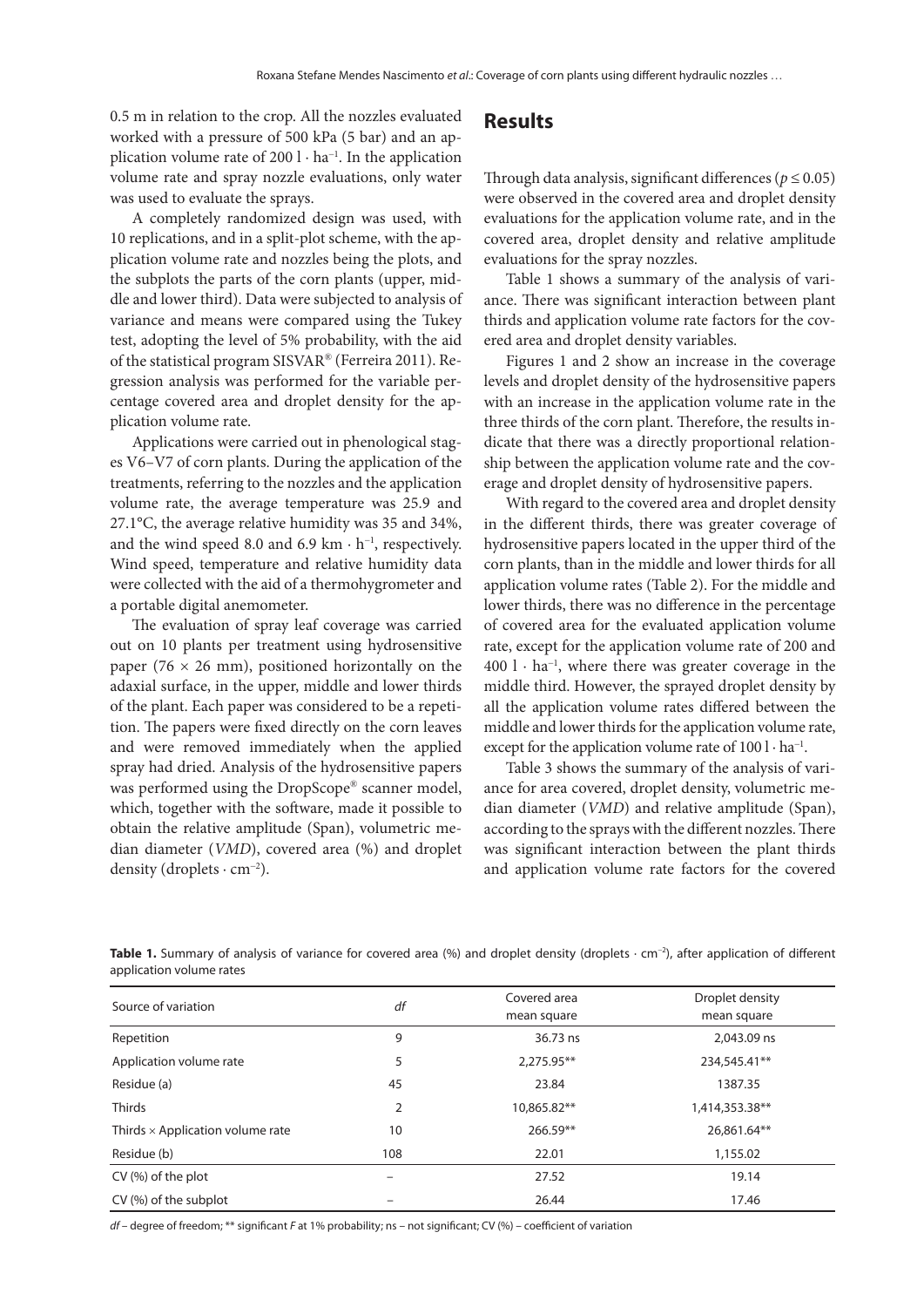0.5 m in relation to the crop. All the nozzles evaluated worked with a pressure of 500 kPa (5 bar) and an application volume rate of 200 l · ha$^{-1}$. In the application volume rate and spray nozzle evaluations, only water was used to evaluate the sprays.

A completely randomized design was used, with 10 replications, and in a split-plot scheme, with the application volume rate and nozzles being the plots, and the subplots the parts of the corn plants (upper, middle and lower third). Data were subjected to analysis of variance and means were compared using the Tukey test, adopting the level of 5% probability, with the aid of the statistical program SISVAR® (Ferreira 2011). Regression analysis was performed for the variable percentage covered area and droplet density for the application volume rate.

Applications were carried out in phenological stages V6–V7 of corn plants. During the application of the treatments, referring to the nozzles and the application volume rate, the average temperature was 25.9 and 27.1°C, the average relative humidity was 35 and 34%, and the wind speed 8.0 and 6.9 km · h$^{-1}$, respectively. Wind speed, temperature and relative humidity data were collected with the aid of a thermohygrometer and a portable digital anemometer.

The evaluation of spray leaf coverage was carried out on 10 plants per treatment using hydrosensitive paper (76 × 26 mm), positioned horizontally on the adaxial surface, in the upper, middle and lower thirds of the plant. Each paper was considered to be a repetition. The papers were fixed directly on the corn leaves and were removed immediately when the applied spray had dried. Analysis of the hydrosensitive papers was performed using the DropScope® scanner model, which, together with the software, made it possible to obtain the relative amplitude (Span), volumetric median diameter (*VMD*), covered area (%) and droplet density (droplets · cm$^{-2}$).

## Results

Through data analysis, significant differences ($p \leq 0.05$) were observed in the covered area and droplet density evaluations for the application volume rate, and in the covered area, droplet density and relative amplitude evaluations for the spray nozzles.

Table 1 shows a summary of the analysis of variance. There was significant interaction between plant thirds and application volume rate factors for the covered area and droplet density variables.

Figures 1 and 2 show an increase in the coverage levels and droplet density of the hydrosensitive papers with an increase in the application volume rate in the three thirds of the corn plant. Therefore, the results indicate that there was a directly proportional relationship between the application volume rate and the coverage and droplet density of hydrosensitive papers.

With regard to the covered area and droplet density in the different thirds, there was greater coverage of hydrosensitive papers located in the upper third of the corn plants, than in the middle and lower thirds for all application volume rates (Table 2). For the middle and lower thirds, there was no difference in the percentage of covered area for the evaluated application volume rate, except for the application volume rate of 200 and 400 l · ha$^{-1}$, where there was greater coverage in the middle third. However, the sprayed droplet density by all the application volume rates differed between the middle and lower thirds for the application volume rate, except for the application volume rate of 100 l · ha$^{-1}$.

Table 3 shows the summary of the analysis of variance for area covered, droplet density, volumetric median diameter (*VMD*) and relative amplitude (Span), according to the sprays with the different nozzles. There was significant interaction between the plant thirds and application volume rate factors for the covered

**Table 1.** Summary of analysis of variance for covered area (%) and droplet density (droplets · cm$^{-2}$), after application of different application volume rates

| Source of variation | *df* | Covered area mean square | Droplet density mean square |
|---|---|---|---|
| Repetition | 9 | 36.73 ns | 2,043.09 ns |
| Application volume rate | 5 | 2,275.95** | 234,545.41** |
| Residue (a) | 45 | 23.84 | 1387.35 |
| Thirds | 2 | 10,865.82** | 1,414,353.38** |
| Thirds × Application volume rate | 10 | 266.59** | 26,861.64** |
| Residue (b) | 108 | 22.01 | 1,155.02 |
| CV (%) of the plot | – | 27.52 | 19.14 |
| CV (%) of the subplot | – | 26.44 | 17.46 |

*df* – degree of freedom; ** significant *F* at 1% probability; ns – not significant; CV (%) – coefficient of variation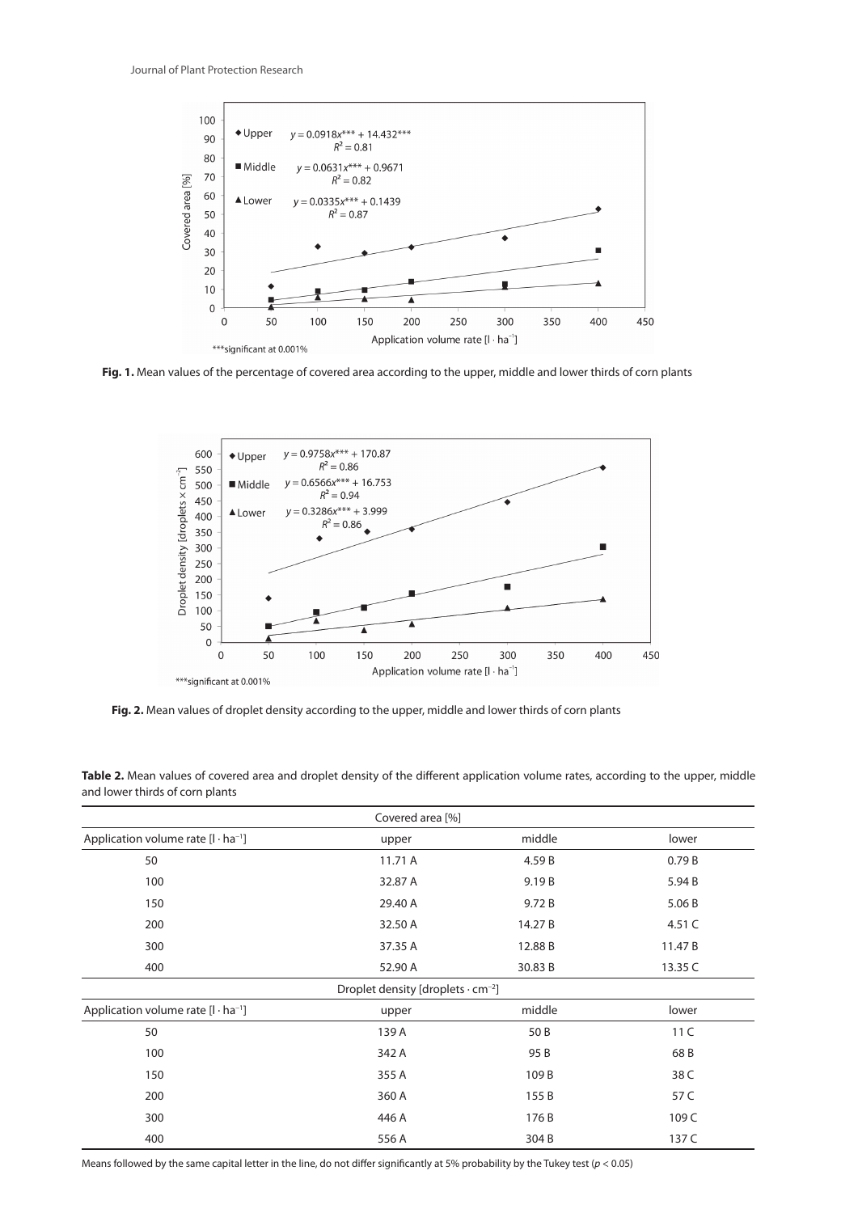**Fig. 1.** Mean values of the percentage of covered area according to the upper, middle and lower thirds of corn plants

**Fig. 2.** Mean values of droplet density according to the upper, middle and lower thirds of corn plants

**Table 2.** Mean values of covered area and droplet density of the different application volume rates, according to the upper, middle and lower thirds of corn plants

| Covered area [%] | | | |
|---|---|---|---|
| Application volume rate [l · ha$^{-1}$] | upper | middle | lower |
| 50 | 11.71 A | 4.59 B | 0.79 B |
| 100 | 32.87 A | 9.19 B | 5.94 B |
| 150 | 29.40 A | 9.72 B | 5.06 B |
| 200 | 32.50 A | 14.27 B | 4.51 C |
| 300 | 37.35 A | 12.88 B | 11.47 B |
| 400 | 52.90 A | 30.83 B | 13.35 C |
| **Droplet density [droplets · cm$^{-2}$]** | | | |
| Application volume rate [l · ha$^{-1}$] | upper | middle | lower |
| 50 | 139 A | 50 B | 11 C |
| 100 | 342 A | 95 B | 68 B |
| 150 | 355 A | 109 B | 38 C |
| 200 | 360 A | 155 B | 57 C |
| 300 | 446 A | 176 B | 109 C |
| 400 | 556 A | 304 B | 137 C |

Means followed by the same capital letter in the line, do not differ significantly at 5% probability by the Tukey test ($p < 0.05$)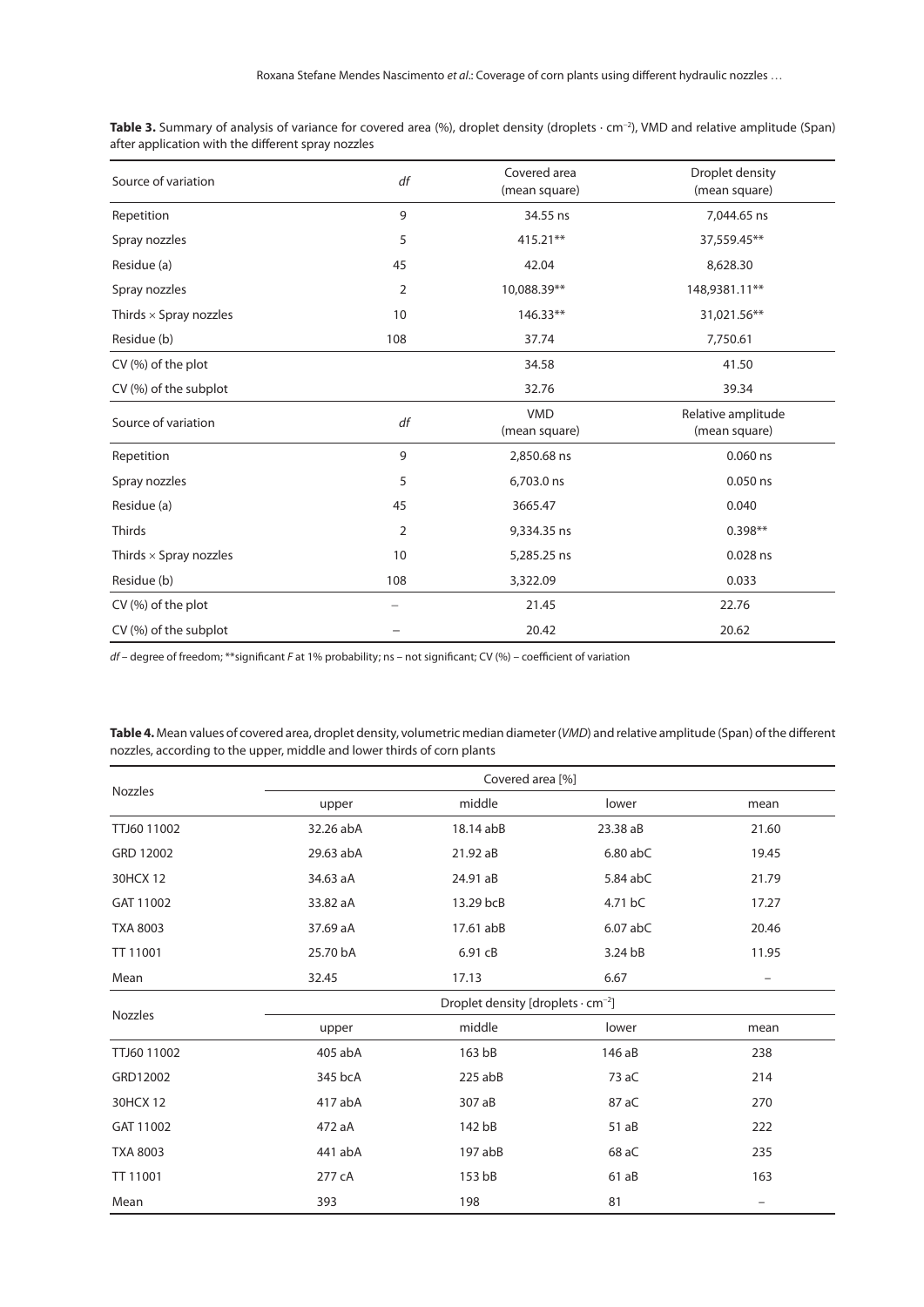**Table 3.** Summary of analysis of variance for covered area (%), droplet density (droplets · cm$^{-2}$), VMD and relative amplitude (Span) after application with the different spray nozzles

| Source of variation | *df* | Covered area (mean square) | Droplet density (mean square) |
|---|---|---|---|
| Repetition | 9 | 34.55 ns | 7,044.65 ns |
| Spray nozzles | 5 | 415.21** | 37,559.45** |
| Residue (a) | 45 | 42.04 | 8,628.30 |
| Spray nozzles | 2 | 10,088.39** | 148,9381.11** |
| Thirds × Spray nozzles | 10 | 146.33** | 31,021.56** |
| Residue (b) | 108 | 37.74 | 7,750.61 |
| CV (%) of the plot | | 34.58 | 41.50 |
| CV (%) of the subplot | | 32.76 | 39.34 |
| **Source of variation** | ***df*** | **VMD (mean square)** | **Relative amplitude (mean square)** |
| Repetition | 9 | 2,850.68 ns | 0.060 ns |
| Spray nozzles | 5 | 6,703.0 ns | 0.050 ns |
| Residue (a) | 45 | 3665.47 | 0.040 |
| Thirds | 2 | 9,334.35 ns | 0.398** |
| Thirds × Spray nozzles | 10 | 5,285.25 ns | 0.028 ns |
| Residue (b) | 108 | 3,322.09 | 0.033 |
| CV (%) of the plot | – | 21.45 | 22.76 |
| CV (%) of the subplot | – | 20.42 | 20.62 |

*df* – degree of freedom; **significant *F* at 1% probability; ns – not significant; CV (%) – coefficient of variation

**Table 4.** Mean values of covered area, droplet density, volumetric median diameter (*VMD*) and relative amplitude (Span) of the different nozzles, according to the upper, middle and lower thirds of corn plants

| Nozzles | Covered area [%] | | | |
|---|---|---|---|---|
| | upper | middle | lower | mean |
| TTJ60 11002 | 32.26 abA | 18.14 abB | 23.38 aB | 21.60 |
| GRD 12002 | 29.63 abA | 21.92 aB | 6.80 abC | 19.45 |
| 30HCX 12 | 34.63 aA | 24.91 aB | 5.84 abC | 21.79 |
| GAT 11002 | 33.82 aA | 13.29 bcB | 4.71 bC | 17.27 |
| TXA 8003 | 37.69 aA | 17.61 abB | 6.07 abC | 20.46 |
| TT 11001 | 25.70 bA | 6.91 cB | 3.24 bB | 11.95 |
| Mean | 32.45 | 17.13 | 6.67 | – |
| **Nozzles** | **Droplet density [droplets · cm$^{-2}$]** | | | |
| | upper | middle | lower | mean |
| TTJ60 11002 | 405 abA | 163 bB | 146 aB | 238 |
| GRD12002 | 345 bcA | 225 abB | 73 aC | 214 |
| 30HCX 12 | 417 abA | 307 aB | 87 aC | 270 |
| GAT 11002 | 472 aA | 142 bB | 51 aB | 222 |
| TXA 8003 | 441 abA | 197 abB | 68 aC | 235 |
| TT 11001 | 277 cA | 153 bB | 61 aB | 163 |
| Mean | 393 | 198 | 81 | – |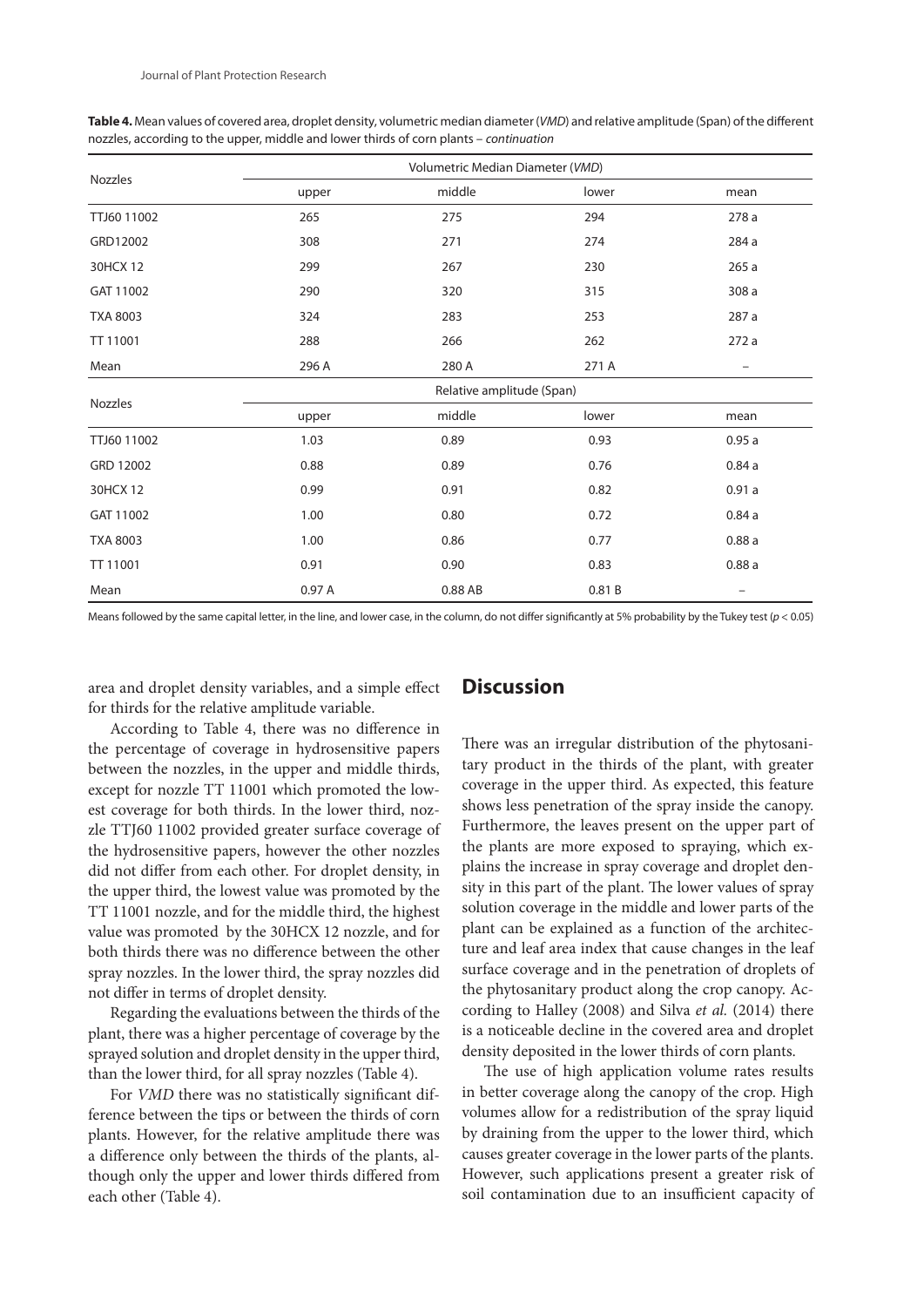**Table 4.** Mean values of covered area, droplet density, volumetric median diameter (*VMD*) and relative amplitude (Span) of the different nozzles, according to the upper, middle and lower thirds of corn plants – *continuation*

| Nozzles | Volumetric Median Diameter (*VMD*) | | | |
|---|---|---|---|---|
| | upper | middle | lower | mean |
| TTJ60 11002 | 265 | 275 | 294 | 278 a |
| GRD12002 | 308 | 271 | 274 | 284 a |
| 30HCX 12 | 299 | 267 | 230 | 265 a |
| GAT 11002 | 290 | 320 | 315 | 308 a |
| TXA 8003 | 324 | 283 | 253 | 287 a |
| TT 11001 | 288 | 266 | 262 | 272 a |
| Mean | 296 A | 280 A | 271 A | – |
| **Nozzles** | **Relative amplitude (Span)** | | | |
| | upper | middle | lower | mean |
| TTJ60 11002 | 1.03 | 0.89 | 0.93 | 0.95 a |
| GRD 12002 | 0.88 | 0.89 | 0.76 | 0.84 a |
| 30HCX 12 | 0.99 | 0.91 | 0.82 | 0.91 a |
| GAT 11002 | 1.00 | 0.80 | 0.72 | 0.84 a |
| TXA 8003 | 1.00 | 0.86 | 0.77 | 0.88 a |
| TT 11001 | 0.91 | 0.90 | 0.83 | 0.88 a |
| Mean | 0.97 A | 0.88 AB | 0.81 B | – |

Means followed by the same capital letter, in the line, and lower case, in the column, do not differ significantly at 5% probability by the Tukey test ($p < 0.05$)

area and droplet density variables, and a simple effect for thirds for the relative amplitude variable.

According to Table 4, there was no difference in the percentage of coverage in hydrosensitive papers between the nozzles, in the upper and middle thirds, except for nozzle TT 11001 which promoted the lowest coverage for both thirds. In the lower third, nozzle TTJ60 11002 provided greater surface coverage of the hydrosensitive papers, however the other nozzles did not differ from each other. For droplet density, in the upper third, the lowest value was promoted by the TT 11001 nozzle, and for the middle third, the highest value was promoted by the 30HCX 12 nozzle, and for both thirds there was no difference between the other spray nozzles. In the lower third, the spray nozzles did not differ in terms of droplet density.

Regarding the evaluations between the thirds of the plant, there was a higher percentage of coverage by the sprayed solution and droplet density in the upper third, than the lower third, for all spray nozzles (Table 4).

For *VMD* there was no statistically significant difference between the tips or between the thirds of corn plants. However, for the relative amplitude there was a difference only between the thirds of the plants, although only the upper and lower thirds differed from each other (Table 4).

## Discussion

There was an irregular distribution of the phytosanitary product in the thirds of the plant, with greater coverage in the upper third. As expected, this feature shows less penetration of the spray inside the canopy. Furthermore, the leaves present on the upper part of the plants are more exposed to spraying, which explains the increase in spray coverage and droplet density in this part of the plant. The lower values of spray solution coverage in the middle and lower parts of the plant can be explained as a function of the architecture and leaf area index that cause changes in the leaf surface coverage and in the penetration of droplets of the phytosanitary product along the crop canopy. According to Halley (2008) and Silva *et al.* (2014) there is a noticeable decline in the covered area and droplet density deposited in the lower thirds of corn plants.

The use of high application volume rates results in better coverage along the canopy of the crop. High volumes allow for a redistribution of the spray liquid by draining from the upper to the lower third, which causes greater coverage in the lower parts of the plants. However, such applications present a greater risk of soil contamination due to an insufficient capacity of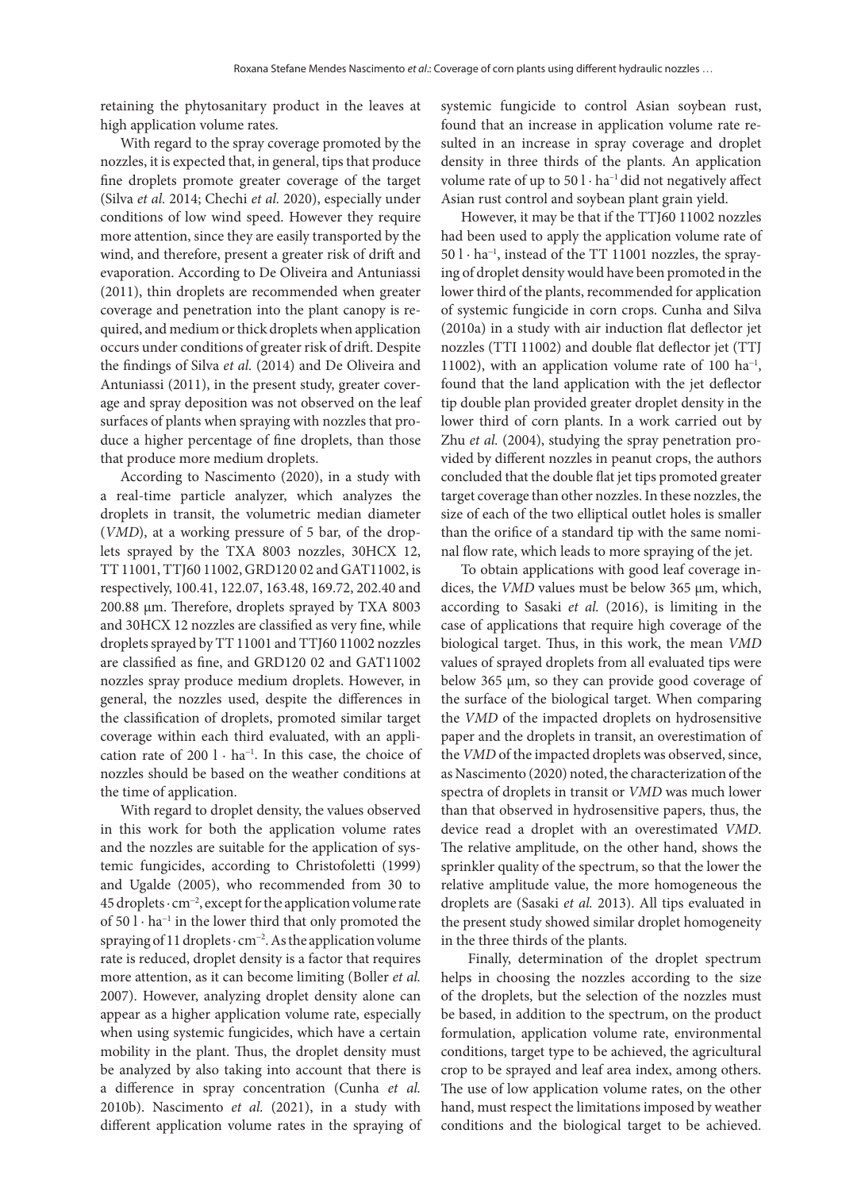retaining the phytosanitary product in the leaves at high application volume rates.

With regard to the spray coverage promoted by the nozzles, it is expected that, in general, tips that produce fine droplets promote greater coverage of the target (Silva *et al.* 2014; Chechi *et al.* 2020), especially under conditions of low wind speed. However they require more attention, since they are easily transported by the wind, and therefore, present a greater risk of drift and evaporation. According to De Oliveira and Antuniassi (2011), thin droplets are recommended when greater coverage and penetration into the plant canopy is required, and medium or thick droplets when application occurs under conditions of greater risk of drift. Despite the findings of Silva *et al.* (2014) and De Oliveira and Antuniassi (2011), in the present study, greater coverage and spray deposition was not observed on the leaf surfaces of plants when spraying with nozzles that produce a higher percentage of fine droplets, than those that produce more medium droplets.

According to Nascimento (2020), in a study with a real-time particle analyzer, which analyzes the droplets in transit, the volumetric median diameter (*VMD*), at a working pressure of 5 bar, of the droplets sprayed by the TXA 8003 nozzles, 30HCX 12, TT 11001, TTJ60 11002, GRD120 02 and GAT11002, is respectively, 100.41, 122.07, 163.48, 169.72, 202.40 and 200.88 μm. Therefore, droplets sprayed by TXA 8003 and 30HCX 12 nozzles are classified as very fine, while droplets sprayed by TT 11001 and TTJ60 11002 nozzles are classified as fine, and GRD120 02 and GAT11002 nozzles spray produce medium droplets. However, in general, the nozzles used, despite the differences in the classification of droplets, promoted similar target coverage within each third evaluated, with an application rate of 200 $l \cdot ha^{-1}$. In this case, the choice of nozzles should be based on the weather conditions at the time of application.

With regard to droplet density, the values observed in this work for both the application volume rates and the nozzles are suitable for the application of systemic fungicides, according to Christofoletti (1999) and Ugalde (2005), who recommended from 30 to 45 droplets $\cdot$ $cm^{-2}$, except for the application volume rate of 50 $l \cdot ha^{-1}$ in the lower third that only promoted the spraying of 11 droplets $\cdot$ $cm^{-2}$. As the application volume rate is reduced, droplet density is a factor that requires more attention, as it can become limiting (Boller *et al.* 2007). However, analyzing droplet density alone can appear as a higher application volume rate, especially when using systemic fungicides, which have a certain mobility in the plant. Thus, the droplet density must be analyzed by also taking into account that there is a difference in spray concentration (Cunha *et al.* 2010b). Nascimento *et al.* (2021), in a study with different application volume rates in the spraying of systemic fungicide to control Asian soybean rust, found that an increase in application volume rate resulted in an increase in spray coverage and droplet density in three thirds of the plants. An application volume rate of up to 50 $l \cdot ha^{-1}$ did not negatively affect Asian rust control and soybean plant grain yield.

However, it may be that if the TTJ60 11002 nozzles had been used to apply the application volume rate of 50 $l \cdot ha^{-1}$, instead of the TT 11001 nozzles, the spraying of droplet density would have been promoted in the lower third of the plants, recommended for application of systemic fungicide in corn crops. Cunha and Silva (2010a) in a study with air induction flat deflector jet nozzles (TTI 11002) and double flat deflector jet (TTJ 11002), with an application volume rate of 100 $ha^{-1}$, found that the land application with the jet deflector tip double plan provided greater droplet density in the lower third of corn plants. In a work carried out by Zhu *et al.* (2004), studying the spray penetration provided by different nozzles in peanut crops, the authors concluded that the double flat jet tips promoted greater target coverage than other nozzles. In these nozzles, the size of each of the two elliptical outlet holes is smaller than the orifice of a standard tip with the same nominal flow rate, which leads to more spraying of the jet.

To obtain applications with good leaf coverage indices, the *VMD* values must be below 365 μm, which, according to Sasaki *et al.* (2016), is limiting in the case of applications that require high coverage of the biological target. Thus, in this work, the mean *VMD* values of sprayed droplets from all evaluated tips were below 365 μm, so they can provide good coverage of the surface of the biological target. When comparing the *VMD* of the impacted droplets on hydrosensitive paper and the droplets in transit, an overestimation of the *VMD* of the impacted droplets was observed, since, as Nascimento (2020) noted, the characterization of the spectra of droplets in transit or *VMD* was much lower than that observed in hydrosensitive papers, thus, the device read a droplet with an overestimated *VMD*. The relative amplitude, on the other hand, shows the sprinkler quality of the spectrum, so that the lower the relative amplitude value, the more homogeneous the droplets are (Sasaki *et al.* 2013). All tips evaluated in the present study showed similar droplet homogeneity in the three thirds of the plants.

Finally, determination of the droplet spectrum helps in choosing the nozzles according to the size of the droplets, but the selection of the nozzles must be based, in addition to the spectrum, on the product formulation, application volume rate, environmental conditions, target type to be achieved, the agricultural crop to be sprayed and leaf area index, among others. The use of low application volume rates, on the other hand, must respect the limitations imposed by weather conditions and the biological target to be achieved.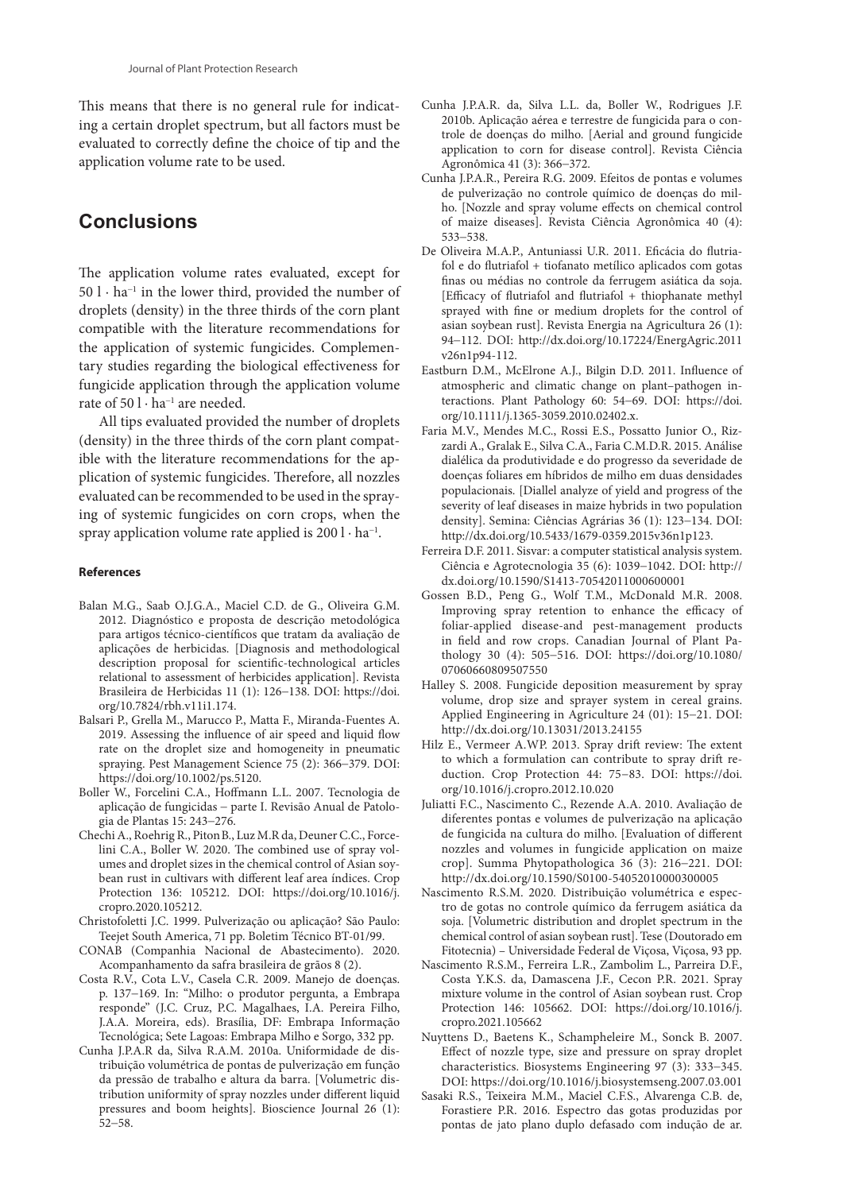This means that there is no general rule for indicating a certain droplet spectrum, but all factors must be evaluated to correctly define the choice of tip and the application volume rate to be used.

## Conclusions

The application volume rates evaluated, except for $50\ l \cdot ha^{-1}$ in the lower third, provided the number of droplets (density) in the three thirds of the corn plant compatible with the literature recommendations for the application of systemic fungicides. Complementary studies regarding the biological effectiveness for fungicide application through the application volume rate of $50\ l \cdot ha^{-1}$ are needed.

All tips evaluated provided the number of droplets (density) in the three thirds of the corn plant compatible with the literature recommendations for the application of systemic fungicides. Therefore, all nozzles evaluated can be recommended to be used in the spraying of systemic fungicides on corn crops, when the spray application volume rate applied is $200\ l \cdot ha^{-1}$.

#### References

Balan M.G., Saab O.J.G.A., Maciel C.D. de G., Oliveira G.M. 2012. Diagnóstico e proposta de descrição metodológica para artigos técnico-científicos que tratam da avaliação de aplicações de herbicidas. [Diagnosis and methodological description proposal for scientific-technological articles relational to assessment of herbicides application]. Revista Brasileira de Herbicidas 11 (1): 126–138. DOI: https://doi.org/10.7824/rbh.v11i1.174.

Balsari P., Grella M., Marucco P., Matta F., Miranda-Fuentes A. 2019. Assessing the influence of air speed and liquid flow rate on the droplet size and homogeneity in pneumatic spraying. Pest Management Science 75 (2): 366–379. DOI: https://doi.org/10.1002/ps.5120.

Boller W., Forcelini C.A., Hoffmann L.L. 2007. Tecnologia de aplicação de fungicidas – parte I. Revisão Anual de Patologia de Plantas 15: 243–276.

Chechi A., Roehrig R., Piton B., Luz M.R da, Deuner C.C., Forcelini C.A., Boller W. 2020. The combined use of spray volumes and droplet sizes in the chemical control of Asian soybean rust in cultivars with different leaf area índices. Crop Protection 136: 105212. DOI: https://doi.org/10.1016/j.cropro.2020.105212.

Christofoletti J.C. 1999. Pulverização ou aplicação? São Paulo: Teejet South America, 71 pp. Boletim Técnico BT-01/99.

CONAB (Companhia Nacional de Abastecimento). 2020. Acompanhamento da safra brasileira de grãos 8 (2).

Costa R.V., Cota L.V., Casela C.R. 2009. Manejo de doenças. p. 137–169. In: "Milho: o produtor pergunta, a Embrapa responde" (J.C. Cruz, P.C. Magalhaes, I.A. Pereira Filho, J.A.A. Moreira, eds). Brasília, DF: Embrapa Informação Tecnológica; Sete Lagoas: Embrapa Milho e Sorgo, 332 pp.

Cunha J.P.A.R da, Silva R.A.M. 2010a. Uniformidade de distribuição volumétrica de pontas de pulverização em função da pressão de trabalho e altura da barra. [Volumetric distribution uniformity of spray nozzles under different liquid pressures and boom heights]. Bioscience Journal 26 (1): 52–58.

Cunha J.P.A.R. da, Silva L.L. da, Boller W., Rodrigues J.F. 2010b. Aplicação aérea e terrestre de fungicida para o controle de doenças do milho. [Aerial and ground fungicide application to corn for disease control]. Revista Ciência Agronômica 41 (3): 366–372.

Cunha J.P.A.R., Pereira R.G. 2009. Efeitos de pontas e volumes de pulverização no controle químico de doenças do milho. [Nozzle and spray volume effects on chemical control of maize diseases]. Revista Ciência Agronômica 40 (4): 533–538.

De Oliveira M.A.P., Antuniassi U.R. 2011. Eficácia do flutriafol e do flutriafol + tiofanato metílico aplicados com gotas finas ou médias no controle da ferrugem asiática da soja. [Efficacy of flutriafol and flutriafol + thiophanate methyl sprayed with fine or medium droplets for the control of asian soybean rust]. Revista Energia na Agricultura 26 (1): 94–112. DOI: http://dx.doi.org/10.17224/EnergAgric.2011v26n1p94-112.

Eastburn D.M., McElrone A.J., Bilgin D.D. 2011. Influence of atmospheric and climatic change on plant–pathogen interactions. Plant Pathology 60: 54–69. DOI: https://doi.org/10.1111/j.1365-3059.2010.02402.x.

Faria M.V., Mendes M.C., Rossi E.S., Possatto Junior O., Rizzardi A., Gralak E., Silva C.A., Faria C.M.D.R. 2015. Análise dialélica da produtividade e do progresso da severidade de doenças foliares em híbridos de milho em duas densidades populacionais. [Diallel analyze of yield and progress of the severity of leaf diseases in maize hybrids in two population density]. Semina: Ciências Agrárias 36 (1): 123–134. DOI: http://dx.doi.org/10.5433/1679-0359.2015v36n1p123.

Ferreira D.F. 2011. Sisvar: a computer statistical analysis system. Ciência e Agrotecnologia 35 (6): 1039–1042. DOI: http://dx.doi.org/10.1590/S1413-70542011000600001

Gossen B.D., Peng G., Wolf T.M., McDonald M.R. 2008. Improving spray retention to enhance the efficacy of foliar-applied disease-and pest-management products in field and row crops. Canadian Journal of Plant Pathology 30 (4): 505–516. DOI: https://doi.org/10.1080/07060660809507550

Halley S. 2008. Fungicide deposition measurement by spray volume, drop size and sprayer system in cereal grains. Applied Engineering in Agriculture 24 (01): 15–21. DOI: http://dx.doi.org/10.13031/2013.24155

Hilz E., Vermeer A.WP. 2013. Spray drift review: The extent to which a formulation can contribute to spray drift reduction. Crop Protection 44: 75–83. DOI: https://doi.org/10.1016/j.cropro.2012.10.020

Juliatti F.C., Nascimento C., Rezende A.A. 2010. Avaliação de diferentes pontas e volumes de pulverização na aplicação de fungicida na cultura do milho. [Evaluation of different nozzles and volumes in fungicide application on maize crop]. Summa Phytopathologica 36 (3): 216–221. DOI: http://dx.doi.org/10.1590/S0100-54052010000300005

Nascimento R.S.M. 2020. Distribuição volumétrica e espectro de gotas no controle químico da ferrugem asiática da soja. [Volumetric distribution and droplet spectrum in the chemical control of asian soybean rust]. Tese (Doutorado em Fitotecnia) – Universidade Federal de Viçosa, Viçosa, 93 pp.

Nascimento R.S.M., Ferreira L.R., Zambolim L., Parreira D.F., Costa Y.K.S. da, Damascena J.F., Cecon P.R. 2021. Spray mixture volume in the control of Asian soybean rust. Crop Protection 146: 105662. DOI: https://doi.org/10.1016/j.cropro.2021.105662

Nuyttens D., Baetens K., Schampheleire M., Sonck B. 2007. Effect of nozzle type, size and pressure on spray droplet characteristics. Biosystems Engineering 97 (3): 333–345. DOI: https://doi.org/10.1016/j.biosystemseng.2007.03.001

Sasaki R.S., Teixeira M.M., Maciel C.F.S., Alvarenga C.B. de, Forastiere P.R. 2016. Espectro das gotas produzidas por pontas de jato plano duplo defasado com indução de ar.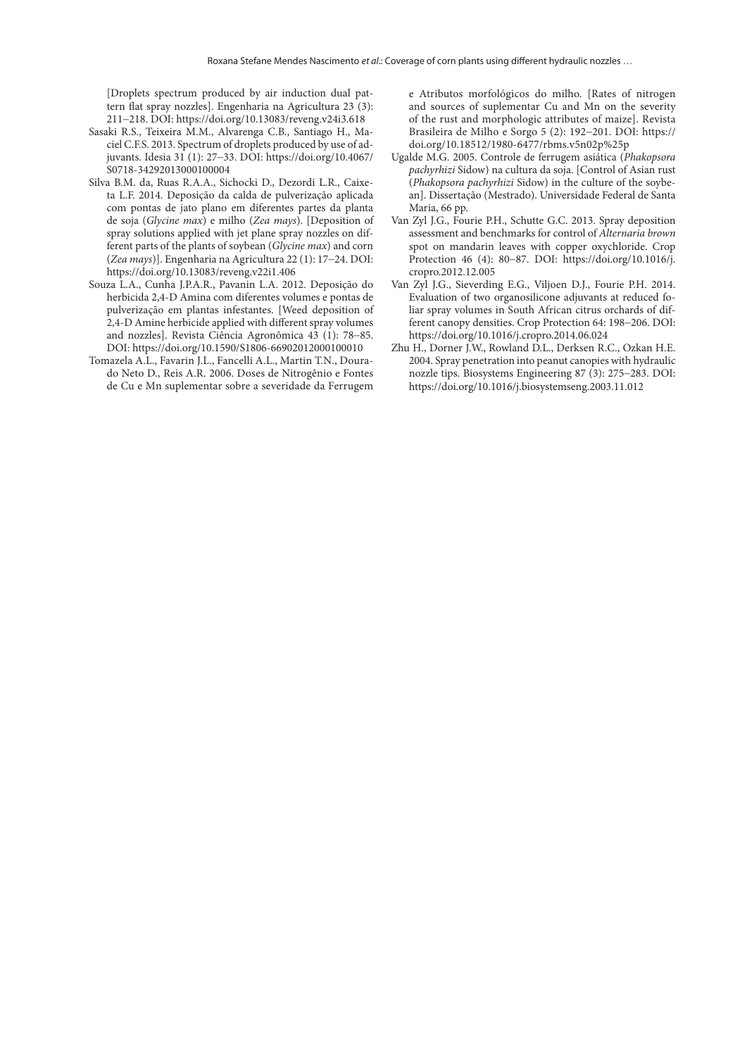[Droplets spectrum produced by air induction dual pattern flat spray nozzles]. Engenharia na Agricultura 23 (3): 211–218. DOI: https://doi.org/10.13083/reveng.v24i3.618

Sasaki R.S., Teixeira M.M., Alvarenga C.B., Santiago H., Maciel C.F.S. 2013. Spectrum of droplets produced by use of adjuvants. Idesia 31 (1): 27–33. DOI: https://doi.org/10.4067/S0718-34292013000100004

Silva B.M. da, Ruas R.A.A., Sichocki D., Dezordi L.R., Caixeta L.F. 2014. Deposição da calda de pulverização aplicada com pontas de jato plano em diferentes partes da planta de soja (*Glycine max*) e milho (*Zea mays*). [Deposition of spray solutions applied with jet plane spray nozzles on different parts of the plants of soybean (*Glycine max*) and corn (*Zea mays*)]. Engenharia na Agricultura 22 (1): 17–24. DOI: https://doi.org/10.13083/reveng.v22i1.406

Souza L.A., Cunha J.P.A.R., Pavanin L.A. 2012. Deposição do herbicida 2,4-D Amina com diferentes volumes e pontas de pulverização em plantas infestantes. [Weed deposition of 2,4-D Amine herbicide applied with different spray volumes and nozzles]. Revista Ciência Agronômica 43 (1): 78–85. DOI: https://doi.org/10.1590/S1806-66902012000100010

Tomazela A.L., Favarin J.L., Fancelli A.L., Martin T.N., Dourado Neto D., Reis A.R. 2006. Doses de Nitrogênio e Fontes de Cu e Mn suplementar sobre a severidade da Ferrugem e Atributos morfológicos do milho. [Rates of nitrogen and sources of suplementar Cu and Mn on the severity of the rust and morphologic attributes of maize]. Revista Brasileira de Milho e Sorgo 5 (2): 192–201. DOI: https://doi.org/10.18512/1980-6477/rbms.v5n02p%25p

Ugalde M.G. 2005. Controle de ferrugem asiática (*Phakopsora pachyrhizi* Sidow) na cultura da soja. [Control of Asian rust (*Phakopsora pachyrhizi* Sidow) in the culture of the soybean]. Dissertação (Mestrado). Universidade Federal de Santa Maria, 66 pp.

Van Zyl J.G., Fourie P.H., Schutte G.C. 2013. Spray deposition assessment and benchmarks for control of *Alternaria brown* spot on mandarin leaves with copper oxychloride. Crop Protection 46 (4): 80–87. DOI: https://doi.org/10.1016/j.cropro.2012.12.005

Van Zyl J.G., Sieverding E.G., Viljoen D.J., Fourie P.H. 2014. Evaluation of two organosilicone adjuvants at reduced foliar spray volumes in South African citrus orchards of different canopy densities. Crop Protection 64: 198–206. DOI: https://doi.org/10.1016/j.cropro.2014.06.024

Zhu H., Dorner J.W., Rowland D.L., Derksen R.C., Ozkan H.E. 2004. Spray penetration into peanut canopies with hydraulic nozzle tips. Biosystems Engineering 87 (3): 275–283. DOI: https://doi.org/10.1016/j.biosystemseng.2003.11.012